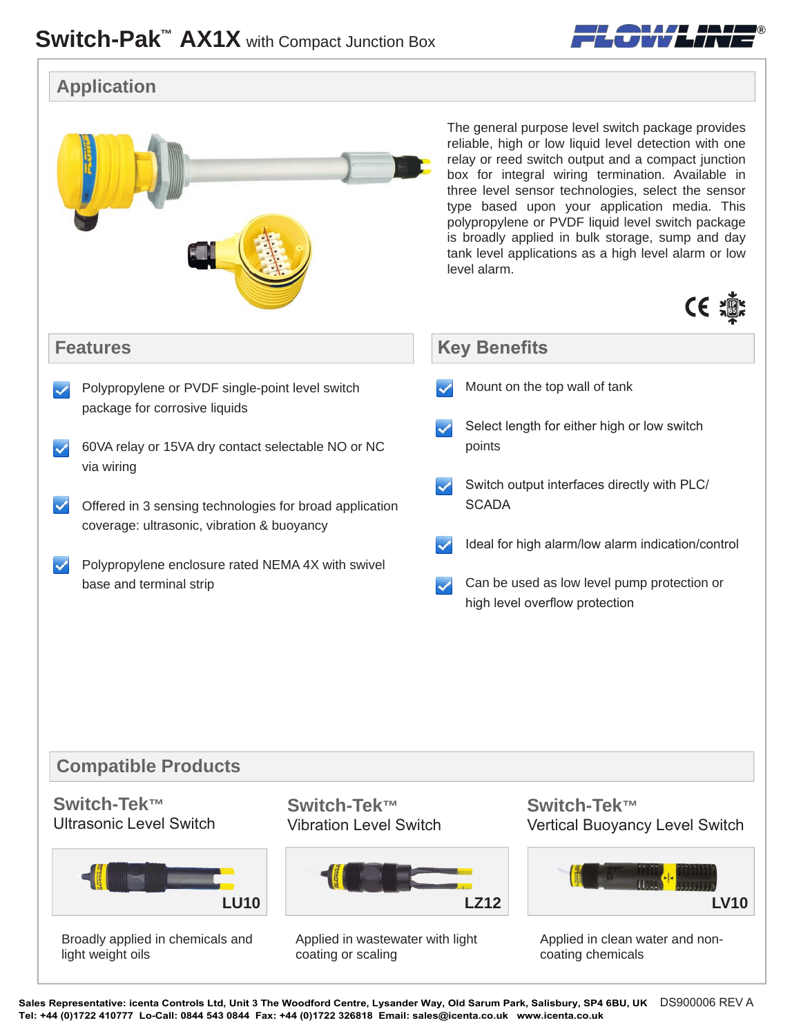# Switch-Pak™ AX1X with Compact Junction Box

## Application

The general purpose level switch package provides reliable, high or low liquid level detection with one relay or reed switch output and a compact junction box for integral wiring termination. Available in three level sensor technologies, select the sensor type based upon your application media. This polypropylene or PVDF liquid level switch package is broadly applied in bulk storage, sump and day tank level applications as a high level alarm or low level alarm.

## Features

- Polypropylene or PVDF single-point level switch package for corrosive liquids
- 60VA relay or 15VA dry contact selectable NO or NC via wiring
- Offered in 3 sensing technologies for broad application coverage: ultrasonic, vibration & buoyancy
- Polypropylene enclosure rated NEMA 4X with swivel base and terminal strip

## Key Benefits

- Mount on the top wall of tank
- Select length for either high or low switch points
- Switch output interfaces directly with PLC/ SCADA
- Ideal for high alarm/low alarm indication/control
- Can be used as low level pump protection or high level overflow protection

## Compatible Products

### Switch-Tek™ Ultrasonic Level Switch

LU10

Broadly applied in chemicals and light weight oils

### Switch-Tek™ Vibration Level Switch

LZ12

Applied in wastewater with light coating or scaling

### Switch-Tek™ Vertical Buoyancy Level Switch

LV10

Applied in clean water and non-coating chemicals

**Sales Representative: icenta Controls Ltd, Unit 3 The Woodford Centre, Lysander Way, Old Sarum Park, Salisbury, SP4 6BU, UK**
**Tel: +44 (0)1722 410777 Lo-Call: 0844 543 0844 Fax: +44 (0)1722 326818 Email: sales@icenta.co.uk www.icenta.co.uk**

DS900006 REV A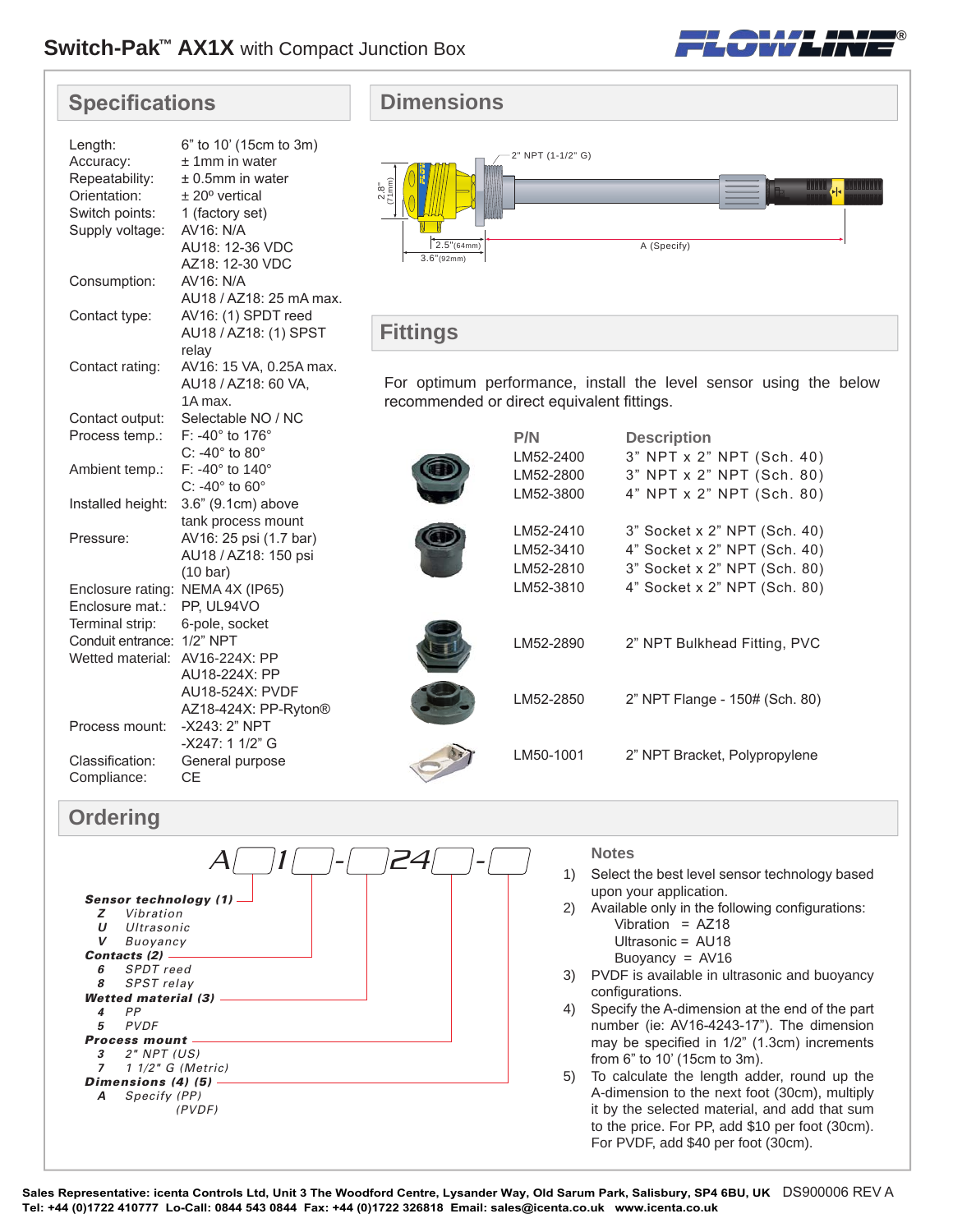# Switch-Pak™ AX1X with Compact Junction Box

## Specifications

| | |
|---|---|
| Length: | 6" to 10' (15cm to 3m) |
| Accuracy: | ± 1mm in water |
| Repeatability: | ± 0.5mm in water |
| Orientation: | ± 20º vertical |
| Switch points: | 1 (factory set) |
| Supply voltage: | AV16: N/A<br>AU18: 12-36 VDC<br>AZ18: 12-30 VDC |
| Consumption: | AV16: N/A<br>AU18 / AZ18: 25 mA max. |
| Contact type: | AV16: (1) SPDT reed<br>AU18 / AZ18: (1) SPST relay |
| Contact rating: | AV16: 15 VA, 0.25A max.<br>AU18 / AZ18: 60 VA, 1A max. |
| Contact output: | Selectable NO / NC |
| Process temp.: | F: -40° to 176°<br>C: -40° to 80° |
| Ambient temp.: | F: -40° to 140°<br>C: -40° to 60° |
| Installed height: | 3.6" (9.1cm) above tank process mount |
| Pressure: | AV16: 25 psi (1.7 bar)<br>AU18 / AZ18: 150 psi (10 bar) |
| Enclosure rating: | NEMA 4X (IP65) |
| Enclosure mat.: | PP, UL94VO |
| Terminal strip: | 6-pole, socket |
| Conduit entrance: | 1/2" NPT |
| Wetted material: | AV16-224X: PP<br>AU18-224X: PP<br>AU18-524X: PVDF<br>AZ18-424X: PP-Ryton® |
| Process mount: | -X243: 2" NPT<br>-X247: 1 1/2" G |
| Classification: | General purpose |
| Compliance: | CE |

## Dimensions

2" NPT (1-1/2" G)

2.8" (71mm)

2.5" (64mm)

3.6" (92mm)

A (Specify)

## Fittings

For optimum performance, install the level sensor using the below recommended or direct equivalent fittings.

| P/N | Description |
|---|---|
| LM52-2400 | 3" NPT x 2" NPT (Sch. 40) |
| LM52-2800 | 3" NPT x 2" NPT (Sch. 80) |
| LM52-3800 | 4" NPT x 2" NPT (Sch. 80) |
| LM52-2410 | 3" Socket x 2" NPT (Sch. 40) |
| LM52-3410 | 4" Socket x 2" NPT (Sch. 40) |
| LM52-2810 | 3" Socket x 2" NPT (Sch. 80) |
| LM52-3810 | 4" Socket x 2" NPT (Sch. 80) |
| LM52-2890 | 2" NPT Bulkhead Fitting, PVC |
| LM52-2850 | 2" NPT Flange - 150# (Sch. 80) |
| LM50-1001 | 2" NPT Bracket, Polypropylene |

## Ordering

A [ ] 1 [ ] - [ ] 24 [ ] - [ ]

***Sensor technology (1)***
- *Z* *Vibration*
- *U* *Ultrasonic*
- *V* *Buoyancy*

***Contacts (2)***
- *6* *SPDT reed*
- *8* *SPST relay*

***Wetted material (3)***
- *4* *PP*
- *5* *PVDF*

***Process mount***
- *3* *2" NPT (US)*
- *7* *1 1/2" G (Metric)*

***Dimensions (4) (5)***
- *A* *Specify (PP)*
  *(PVDF)*

### Notes

1) Select the best level sensor technology based upon your application.
2) Available only in the following configurations:
   - Vibration = AZ18
   - Ultrasonic = AU18
   - Buoyancy = AV16
3) PVDF is available in ultrasonic and buoyancy configurations.
4) Specify the A-dimension at the end of the part number (ie: AV16-4243-17"). The dimension may be specified in 1/2" (1.3cm) increments from 6" to 10' (15cm to 3m).
5) To calculate the length adder, round up the A-dimension to the next foot (30cm), multiply it by the selected material, and add that sum to the price. For PP, add $10 per foot (30cm). For PVDF, add $40 per foot (30cm).

**Sales Representative: icenta Controls Ltd, Unit 3 The Woodford Centre, Lysander Way, Old Sarum Park, Salisbury, SP4 6BU, UK** DS900006 REV A
**Tel: +44 (0)1722 410777 Lo-Call: 0844 543 0844 Fax: +44 (0)1722 326818 Email: sales@icenta.co.uk www.icenta.co.uk**